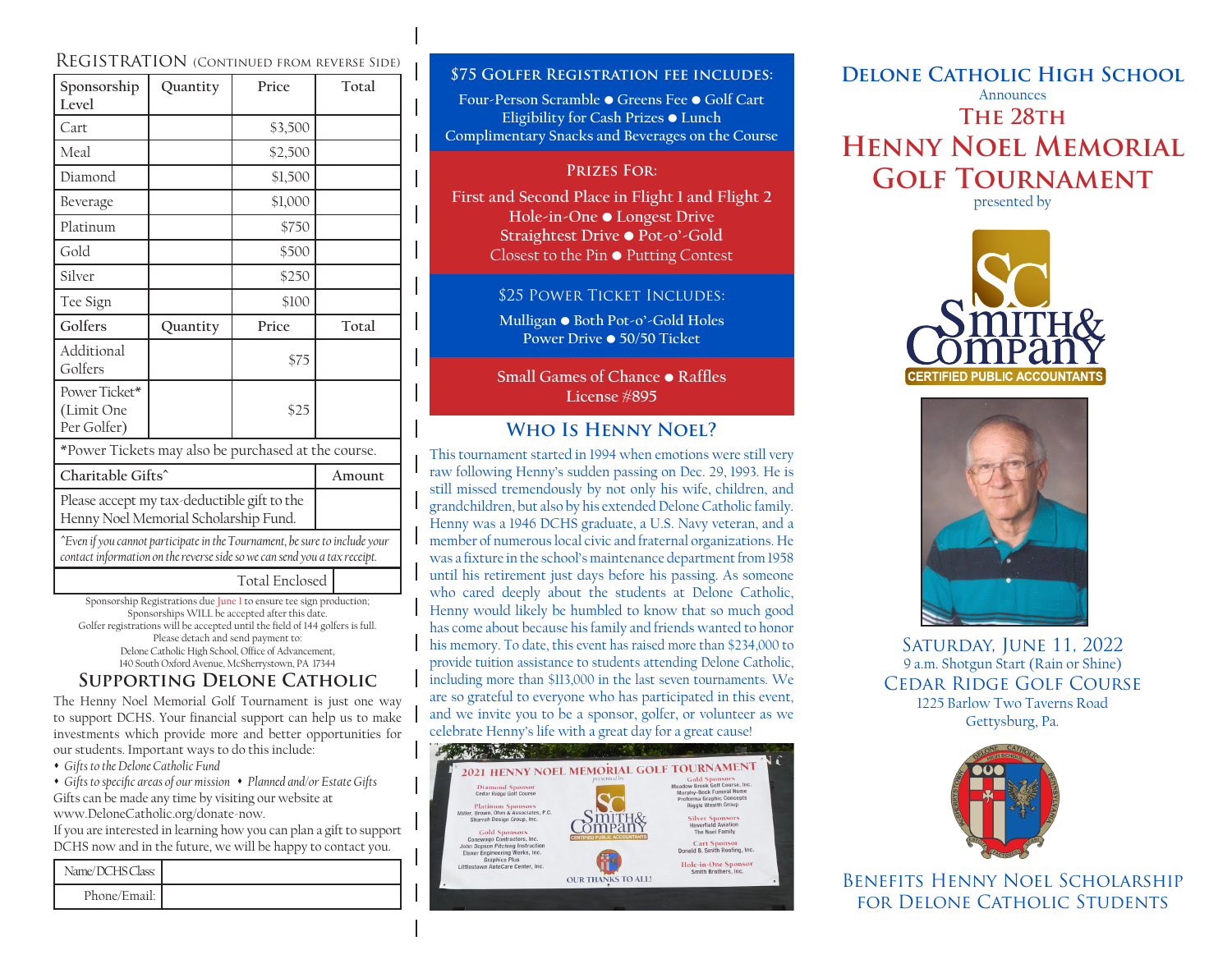## Registration (Continued from reverse side)

| Sponsorship Level | Quantity | Price | Total |
|---|---|---|---|
| Cart | | $3,500 | |
| Meal | | $2,500 | |
| Diamond | | $1,500 | |
| Beverage | | $1,000 | |
| Platinum | | $750 | |
| Gold | | $500 | |
| Silver | | $250 | |
| Tee Sign | | $100 | |
| **Golfers** | **Quantity** | **Price** | **Total** |
| Additional Golfers | | $75 | |
| Power Ticket* (Limit One Per Golfer) | | $25 | |
| *Power Tickets may also be purchased at the course. | | | |
| **Charitable Gifts^** | | | **Amount** |
| Please accept my tax-deductible gift to the Henny Noel Memorial Scholarship Fund. | | | |
| *^Even if you cannot participate in the Tournament, be sure to include your contact information on the reverse side so we can send you a tax receipt.* | | | |
| Total Enclosed | | | |

Sponsorship Registrations due June 1 to ensure tee sign production; Sponsorships WILL be accepted after this date.
Golfer registrations will be accepted until the field of 144 golfers is full.
Please detach and send payment to:
Delone Catholic High School, Office of Advancement,
140 South Oxford Avenue, McSherrystown, PA 17344

## Supporting Delone Catholic

The Henny Noel Memorial Golf Tournament is just one way to support DCHS. Your financial support can help us to make investments which provide more and better opportunities for our students. Important ways to do this include:

- *Gifts to the Delone Catholic Fund*
- *Gifts to specific areas of our mission*
- *Planned and/or Estate Gifts*

Gifts can be made any time by visiting our website at www.DeloneCatholic.org/donate-now.
If you are interested in learning how you can plan a gift to support DCHS now and in the future, we will be happy to contact you.

| Name/DCHS Class: | |
|---|---|
| Phone/Email: | |

## $75 Golfer Registration fee includes:

Four-Person Scramble ● Greens Fee ● Golf Cart
Eligibility for Cash Prizes ● Lunch
Complimentary Snacks and Beverages on the Course

## Prizes For:

First and Second Place in Flight 1 and Flight 2
Hole-in-One ● Longest Drive
Straightest Drive ● Pot-o'-Gold
Closest to the Pin ● Putting Contest

## $25 Power Ticket Includes:

Mulligan ● Both Pot-o'-Gold Holes
Power Drive ● 50/50 Ticket

Small Games of Chance ● Raffles
License #895

## Who Is Henny Noel?

This tournament started in 1994 when emotions were still very raw following Henny's sudden passing on Dec. 29, 1993. He is still missed tremendously by not only his wife, children, and grandchildren, but also by his extended Delone Catholic family. Henny was a 1946 DCHS graduate, a U.S. Navy veteran, and a member of numerous local civic and fraternal organizations. He was a fixture in the school's maintenance department from 1958 until his retirement just days before his passing. As someone who cared deeply about the students at Delone Catholic, Henny would likely be humbled to know that so much good has come about because his family and friends wanted to honor his memory. To date, this event has raised more than $234,000 to provide tuition assistance to students attending Delone Catholic, including more than $113,000 in the last seven tournaments. We are so grateful to everyone who has participated in this event, and we invite you to be a sponsor, golfer, or volunteer as we celebrate Henny's life with a great day for a great cause!

# Delone Catholic High School

Announces

# The 28th Henny Noel Memorial Golf Tournament

presented by

Smith & Company
CERTIFIED PUBLIC ACCOUNTANTS

Saturday, June 11, 2022
9 a.m. Shotgun Start (Rain or Shine)

Cedar Ridge Golf Course
1225 Barlow Two Taverns Road
Gettysburg, Pa.

Benefits Henny Noel Scholarship for Delone Catholic Students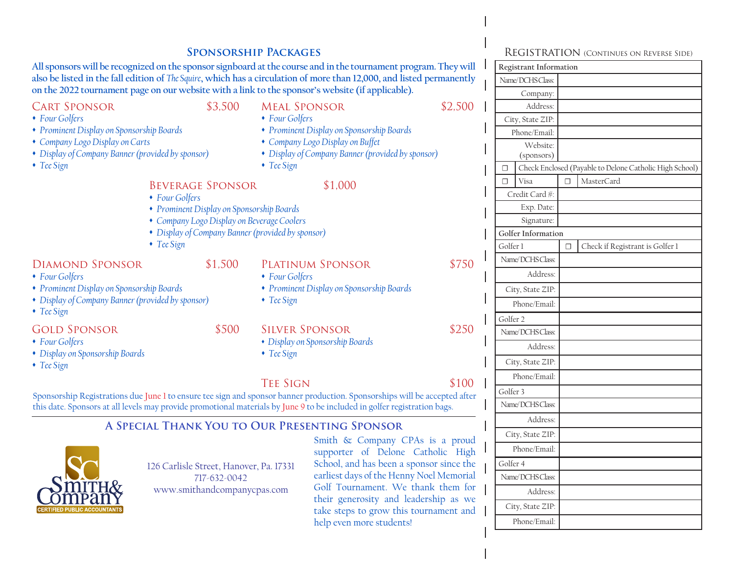## Sponsorship Packages

**All sponsors will be recognized on the sponsor signboard at the course and in the tournament program. They will also be listed in the fall edition of *The Squire*, which has a circulation of more than 12,000, and listed permanently on the 2022 tournament page on our website with a link to the sponsor's website (if applicable).**

### Cart Sponsor — $3,500
- *Four Golfers*
- *Prominent Display on Sponsorship Boards*
- *Company Logo Display on Carts*
- *Display of Company Banner (provided by sponsor)*
- *Tee Sign*

### Meal Sponsor — $2,500
- *Four Golfers*
- *Prominent Display on Sponsorship Boards*
- *Company Logo Display on Buffet*
- *Display of Company Banner (provided by sponsor)*
- *Tee Sign*

### Beverage Sponsor — $1,000
- *Four Golfers*
- *Prominent Display on Sponsorship Boards*
- *Company Logo Display on Beverage Coolers*
- *Display of Company Banner (provided by sponsor)*
- *Tee Sign*

### Diamond Sponsor — $1,500
- *Four Golfers*
- *Prominent Display on Sponsorship Boards*
- *Display of Company Banner (provided by sponsor)*
- *Tee Sign*

### Platinum Sponsor — $750
- *Four Golfers*
- *Prominent Display on Sponsorship Boards*
- *Tee Sign*

### Gold Sponsor — $500
- *Four Golfers*
- *Display on Sponsorship Boards*
- *Tee Sign*

### Silver Sponsor — $250
- *Display on Sponsorship Boards*
- *Tee Sign*

### Tee Sign — $100

Sponsorship Registrations due June 1 to ensure tee sign and sponsor banner production. Sponsorships will be accepted after this date. Sponsors at all levels may provide promotional materials by June 9 to be included in golfer registration bags.

---

## A Special Thank You to Our Presenting Sponsor

SC Smith & Company
CERTIFIED PUBLIC ACCOUNTANTS

126 Carlisle Street, Hanover, Pa. 17331
717-632-0042
www.smithandcompanycpas.com

Smith & Company CPAs is a proud supporter of Delone Catholic High School, and has been a sponsor since the earliest days of the Henny Noel Memorial Golf Tournament. We thank them for their generosity and leadership as we take steps to grow this tournament and help even more students!

## Registration (Continues on Reverse Side)

| | | | |
|---|---|---|---|
| **Registrant Information** | | | |
| Name/DCHS Class: | | | |
| Company: | | | |
| Address: | | | |
| City, State ZIP: | | | |
| Phone/Email: | | | |
| Website: (sponsors) | | | |
| ❐ | Check Enclosed (Payable to Delone Catholic High School) | | |
| ❐ | Visa | ❐ | MasterCard |
| Credit Card #: | | | |
| Exp. Date: | | | |
| Signature: | | | |
| **Golfer Information** | | | |
| Golfer 1 | ❐ | Check if Registrant is Golfer 1 | |
| Name/DCHS Class: | | | |
| Address: | | | |
| City, State ZIP: | | | |
| Phone/Email: | | | |
| Golfer 2 | | | |
| Name/DCHS Class: | | | |
| Address: | | | |
| City, State ZIP: | | | |
| Phone/Email: | | | |
| Golfer 3 | | | |
| Name/DCHS Class: | | | |
| Address: | | | |
| City, State ZIP: | | | |
| Phone/Email: | | | |
| Golfer 4 | | | |
| Name/DCHS Class: | | | |
| Address: | | | |
| City, State ZIP: | | | |
| Phone/Email: | | | |